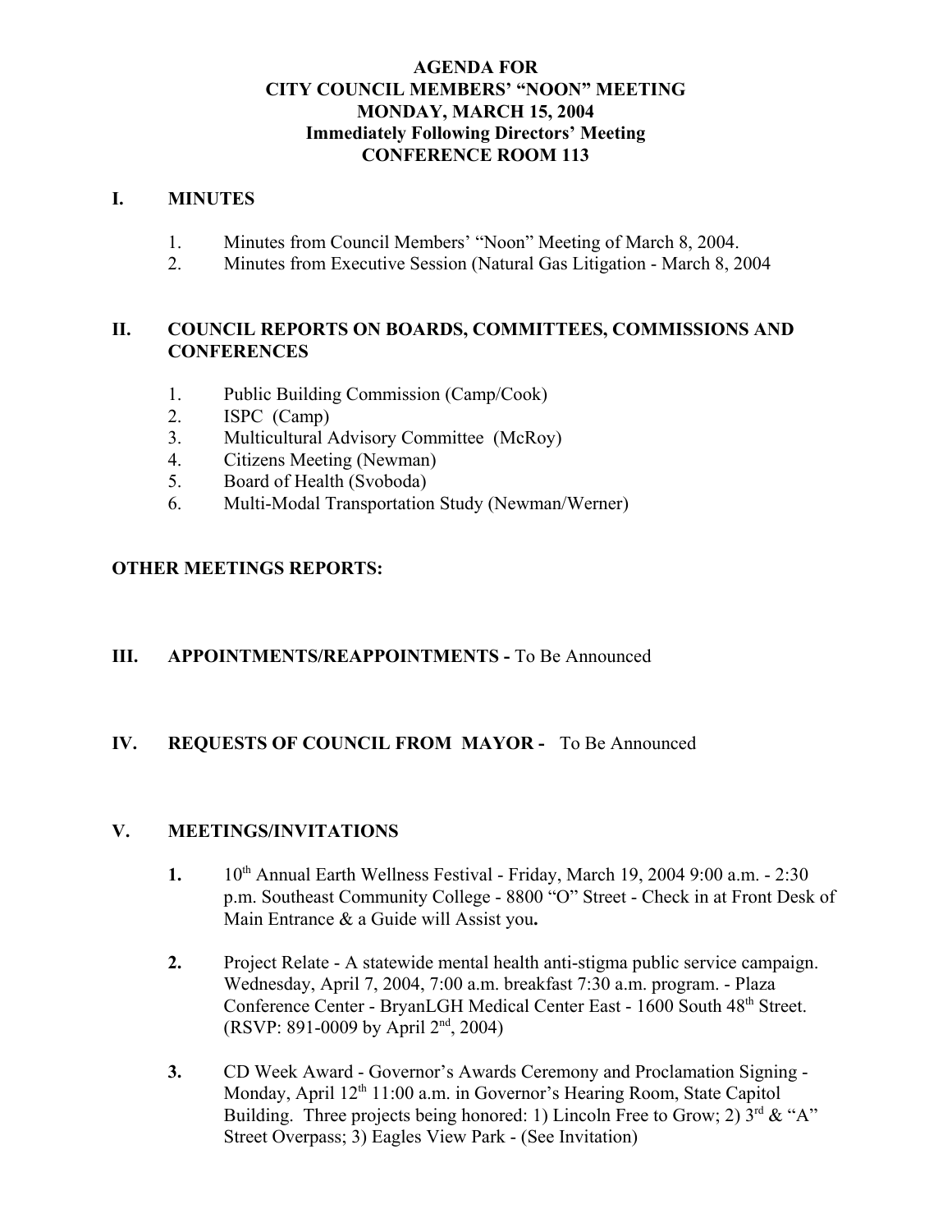**AGENDA FOR**
**CITY COUNCIL MEMBERS' "NOON" MEETING**
**MONDAY, MARCH 15, 2004**
**Immediately Following Directors' Meeting**
**CONFERENCE ROOM 113**

## I. MINUTES

1. Minutes from Council Members' "Noon" Meeting of March 8, 2004.
2. Minutes from Executive Session (Natural Gas Litigation - March 8, 2004

## II. COUNCIL REPORTS ON BOARDS, COMMITTEES, COMMISSIONS AND CONFERENCES

1. Public Building Commission (Camp/Cook)
2. ISPC (Camp)
3. Multicultural Advisory Committee (McRoy)
4. Citizens Meeting (Newman)
5. Board of Health (Svoboda)
6. Multi-Modal Transportation Study (Newman/Werner)

## OTHER MEETINGS REPORTS:

## III. APPOINTMENTS/REAPPOINTMENTS - To Be Announced

## IV. REQUESTS OF COUNCIL FROM MAYOR - To Be Announced

## V. MEETINGS/INVITATIONS

**1.** 10th Annual Earth Wellness Festival - Friday, March 19, 2004 9:00 a.m. - 2:30 p.m. Southeast Community College - 8800 "O" Street - Check in at Front Desk of Main Entrance & a Guide will Assist you**.**

**2.** Project Relate - A statewide mental health anti-stigma public service campaign. Wednesday, April 7, 2004, 7:00 a.m. breakfast 7:30 a.m. program. - Plaza Conference Center - BryanLGH Medical Center East - 1600 South 48th Street. (RSVP: 891-0009 by April 2nd, 2004)

**3.** CD Week Award - Governor's Awards Ceremony and Proclamation Signing - Monday, April 12th 11:00 a.m. in Governor's Hearing Room, State Capitol Building. Three projects being honored: 1) Lincoln Free to Grow; 2) 3rd & "A" Street Overpass; 3) Eagles View Park - (See Invitation)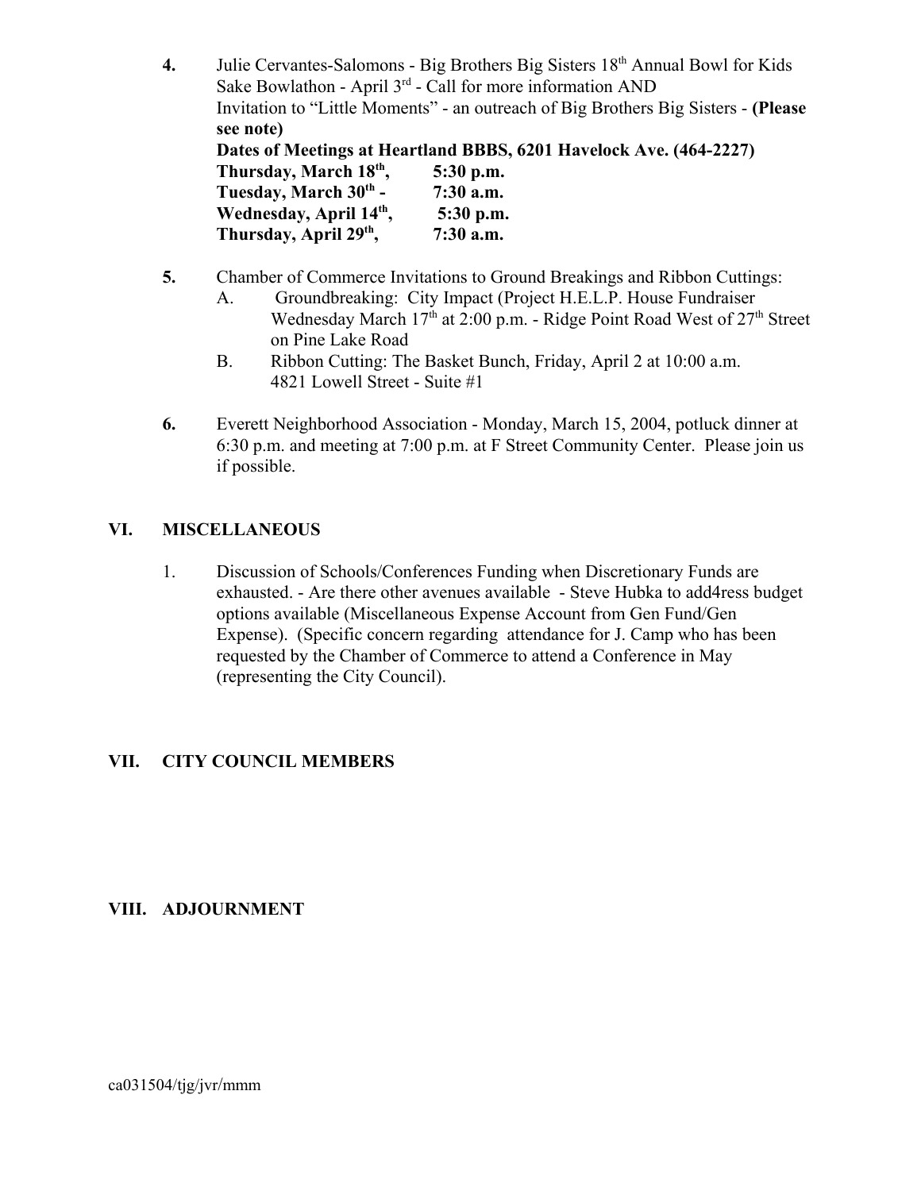4. Julie Cervantes-Salomons - Big Brothers Big Sisters 18th Annual Bowl for Kids Sake Bowlathon - April 3rd - Call for more information AND
   Invitation to "Little Moments" - an outreach of Big Brothers Big Sisters - **(Please see note)**
   **Dates of Meetings at Heartland BBBS, 6201 Havelock Ave. (464-2227)**
   **Thursday, March 18th, 5:30 p.m.**
   **Tuesday, March 30th - 7:30 a.m.**
   **Wednesday, April 14th, 5:30 p.m.**
   **Thursday, April 29th, 7:30 a.m.**

5. Chamber of Commerce Invitations to Ground Breakings and Ribbon Cuttings:
   A. Groundbreaking: City Impact (Project H.E.L.P. House Fundraiser Wednesday March 17th at 2:00 p.m. - Ridge Point Road West of 27th Street on Pine Lake Road
   B. Ribbon Cutting: The Basket Bunch, Friday, April 2 at 10:00 a.m. 4821 Lowell Street - Suite #1

6. Everett Neighborhood Association - Monday, March 15, 2004, potluck dinner at 6:30 p.m. and meeting at 7:00 p.m. at F Street Community Center. Please join us if possible.

## VI. MISCELLANEOUS

1. Discussion of Schools/Conferences Funding when Discretionary Funds are exhausted. - Are there other avenues available - Steve Hubka to add4ress budget options available (Miscellaneous Expense Account from Gen Fund/Gen Expense). (Specific concern regarding attendance for J. Camp who has been requested by the Chamber of Commerce to attend a Conference in May (representing the City Council).

## VII. CITY COUNCIL MEMBERS

## VIII. ADJOURNMENT

ca031504/tjg/jvr/mmm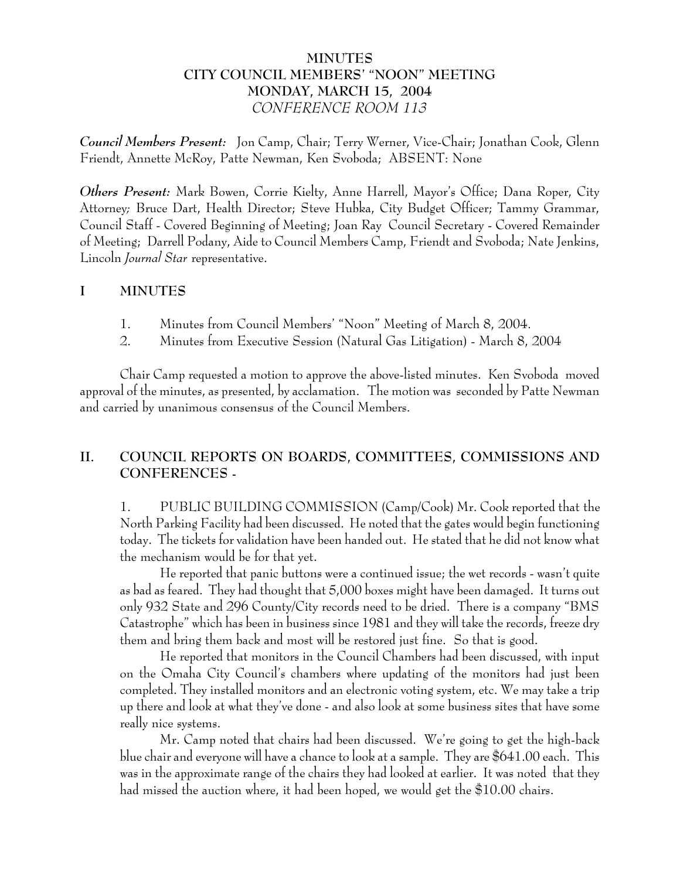# MINUTES
# CITY COUNCIL MEMBERS' "NOON" MEETING
# MONDAY, MARCH 15, 2004
## *CONFERENCE ROOM 113*

***Council Members Present:*** Jon Camp, Chair; Terry Werner, Vice-Chair; Jonathan Cook, Glenn Friendt, Annette McRoy, Patte Newman, Ken Svoboda; ABSENT: None

***Others Present:*** Mark Bowen, Corrie Kielty, Anne Harrell, Mayor's Office; Dana Roper, City Attorney; Bruce Dart, Health Director; Steve Hubka, City Budget Officer; Tammy Grammar, Council Staff - Covered Beginning of Meeting; Joan Ray Council Secretary - Covered Remainder of Meeting; Darrell Podany, Aide to Council Members Camp, Friendt and Svoboda; Nate Jenkins, Lincoln *Journal Star* representative.

## I MINUTES

1. Minutes from Council Members' "Noon" Meeting of March 8, 2004.
2. Minutes from Executive Session (Natural Gas Litigation) - March 8, 2004

Chair Camp requested a motion to approve the above-listed minutes. Ken Svoboda moved approval of the minutes, as presented, by acclamation. The motion was seconded by Patte Newman and carried by unanimous consensus of the Council Members.

## II. COUNCIL REPORTS ON BOARDS, COMMITTEES, COMMISSIONS AND CONFERENCES -

1. PUBLIC BUILDING COMMISSION (Camp/Cook) Mr. Cook reported that the North Parking Facility had been discussed. He noted that the gates would begin functioning today. The tickets for validation have been handed out. He stated that he did not know what the mechanism would be for that yet.

He reported that panic buttons were a continued issue; the wet records - wasn't quite as bad as feared. They had thought that 5,000 boxes might have been damaged. It turns out only 932 State and 296 County/City records need to be dried. There is a company "BMS Catastrophe" which has been in business since 1981 and they will take the records, freeze dry them and bring them back and most will be restored just fine. So that is good.

He reported that monitors in the Council Chambers had been discussed, with input on the Omaha City Council's chambers where updating of the monitors had just been completed. They installed monitors and an electronic voting system, etc. We may take a trip up there and look at what they've done - and also look at some business sites that have some really nice systems.

Mr. Camp noted that chairs had been discussed. We're going to get the high-back blue chair and everyone will have a chance to look at a sample. They are $641.00 each. This was in the approximate range of the chairs they had looked at earlier. It was noted that they had missed the auction where, it had been hoped, we would get the $10.00 chairs.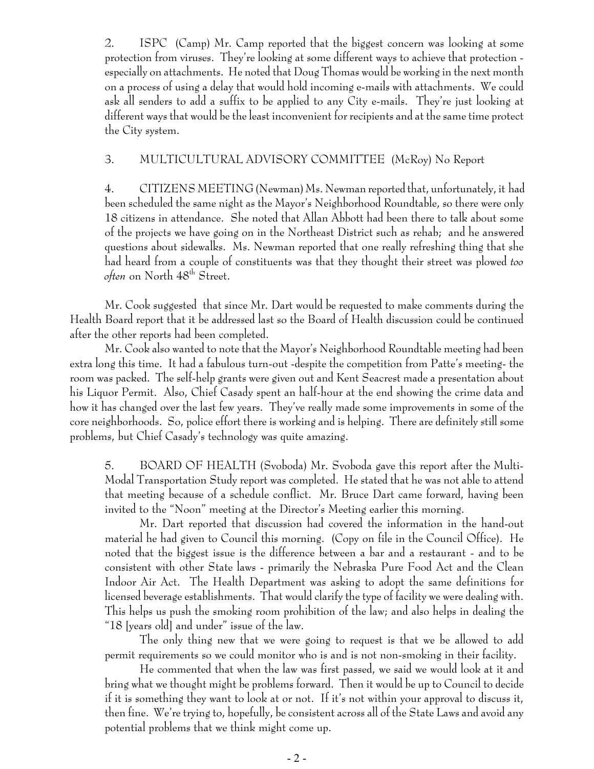2. ISPC (Camp) Mr. Camp reported that the biggest concern was looking at some protection from viruses. They're looking at some different ways to achieve that protection - especially on attachments. He noted that Doug Thomas would be working in the next month on a process of using a delay that would hold incoming e-mails with attachments. We could ask all senders to add a suffix to be applied to any City e-mails. They're just looking at different ways that would be the least inconvenient for recipients and at the same time protect the City system.

3. MULTICULTURAL ADVISORY COMMITTEE (McRoy) No Report

4. CITIZENS MEETING (Newman) Ms. Newman reported that, unfortunately, it had been scheduled the same night as the Mayor's Neighborhood Roundtable, so there were only 18 citizens in attendance. She noted that Allan Abbott had been there to talk about some of the projects we have going on in the Northeast District such as rehab; and he answered questions about sidewalks. Ms. Newman reported that one really refreshing thing that she had heard from a couple of constituents was that they thought their street was plowed *too often* on North 48th Street.

Mr. Cook suggested that since Mr. Dart would be requested to make comments during the Health Board report that it be addressed last so the Board of Health discussion could be continued after the other reports had been completed.

Mr. Cook also wanted to note that the Mayor's Neighborhood Roundtable meeting had been extra long this time. It had a fabulous turn-out -despite the competition from Patte's meeting- the room was packed. The self-help grants were given out and Kent Seacrest made a presentation about his Liquor Permit. Also, Chief Casady spent an half-hour at the end showing the crime data and how it has changed over the last few years. They've really made some improvements in some of the core neighborhoods. So, police effort there is working and is helping. There are definitely still some problems, but Chief Casady's technology was quite amazing.

5. BOARD OF HEALTH (Svoboda) Mr. Svoboda gave this report after the Multi-Modal Transportation Study report was completed. He stated that he was not able to attend that meeting because of a schedule conflict. Mr. Bruce Dart came forward, having been invited to the "Noon" meeting at the Director's Meeting earlier this morning.

Mr. Dart reported that discussion had covered the information in the hand-out material he had given to Council this morning. (Copy on file in the Council Office). He noted that the biggest issue is the difference between a bar and a restaurant - and to be consistent with other State laws - primarily the Nebraska Pure Food Act and the Clean Indoor Air Act. The Health Department was asking to adopt the same definitions for licensed beverage establishments. That would clarify the type of facility we were dealing with. This helps us push the smoking room prohibition of the law; and also helps in dealing the "18 [years old] and under" issue of the law.

The only thing new that we were going to request is that we be allowed to add permit requirements so we could monitor who is and is not non-smoking in their facility.

He commented that when the law was first passed, we said we would look at it and bring what we thought might be problems forward. Then it would be up to Council to decide if it is something they want to look at or not. If it's not within your approval to discuss it, then fine. We're trying to, hopefully, be consistent across all of the State Laws and avoid any potential problems that we think might come up.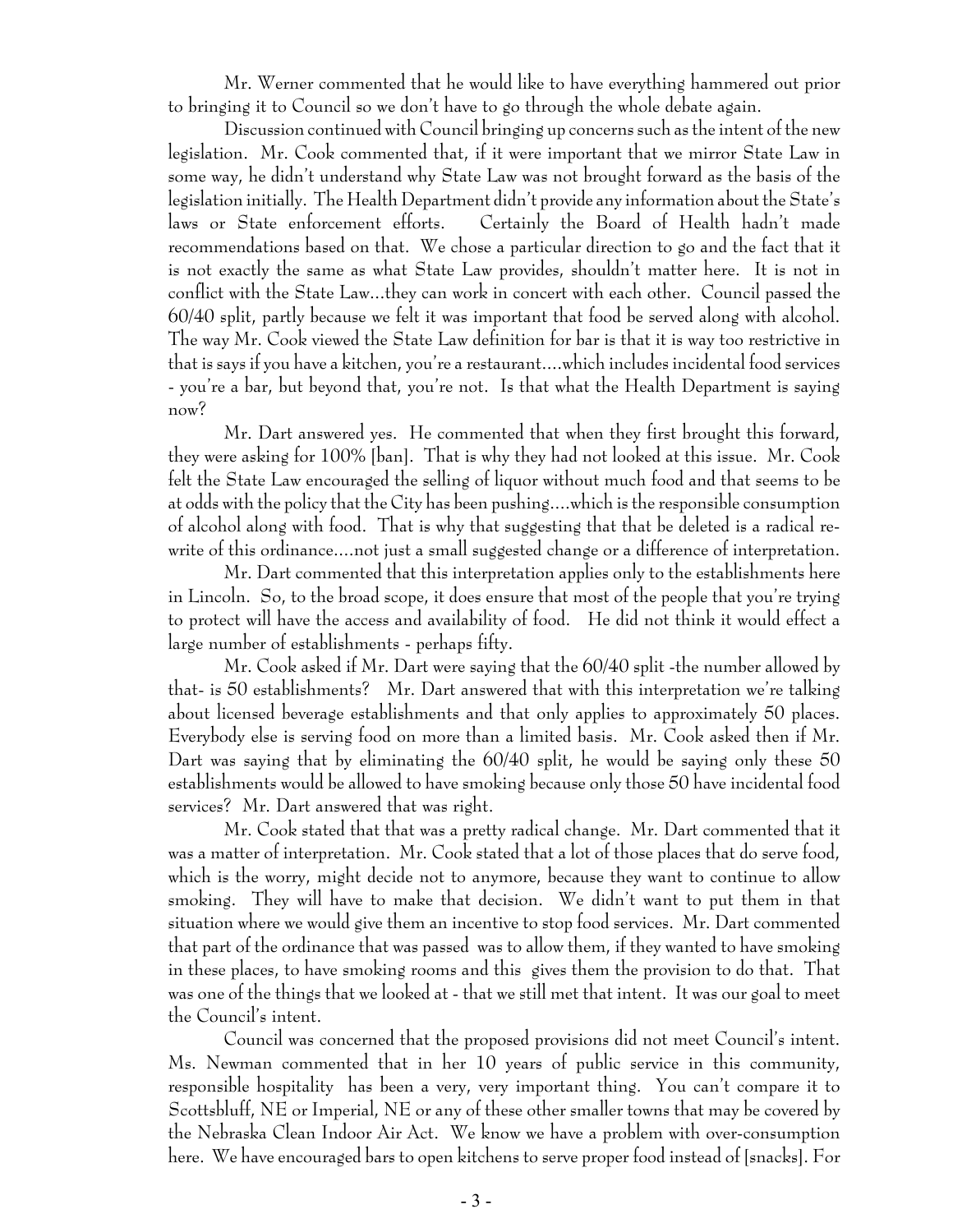Mr. Werner commented that he would like to have everything hammered out prior to bringing it to Council so we don't have to go through the whole debate again.

Discussion continued with Council bringing up concerns such as the intent of the new legislation. Mr. Cook commented that, if it were important that we mirror State Law in some way, he didn't understand why State Law was not brought forward as the basis of the legislation initially. The Health Department didn't provide any information about the State's laws or State enforcement efforts. Certainly the Board of Health hadn't made recommendations based on that. We chose a particular direction to go and the fact that it is not exactly the same as what State Law provides, shouldn't matter here. It is not in conflict with the State Law...they can work in concert with each other. Council passed the 60/40 split, partly because we felt it was important that food be served along with alcohol. The way Mr. Cook viewed the State Law definition for bar is that it is way too restrictive in that is says if you have a kitchen, you're a restaurant....which includes incidental food services - you're a bar, but beyond that, you're not. Is that what the Health Department is saying now?

Mr. Dart answered yes. He commented that when they first brought this forward, they were asking for 100% [ban]. That is why they had not looked at this issue. Mr. Cook felt the State Law encouraged the selling of liquor without much food and that seems to be at odds with the policy that the City has been pushing....which is the responsible consumption of alcohol along with food. That is why that suggesting that that be deleted is a radical re-write of this ordinance....not just a small suggested change or a difference of interpretation.

Mr. Dart commented that this interpretation applies only to the establishments here in Lincoln. So, to the broad scope, it does ensure that most of the people that you're trying to protect will have the access and availability of food. He did not think it would effect a large number of establishments - perhaps fifty.

Mr. Cook asked if Mr. Dart were saying that the 60/40 split -the number allowed by that- is 50 establishments? Mr. Dart answered that with this interpretation we're talking about licensed beverage establishments and that only applies to approximately 50 places. Everybody else is serving food on more than a limited basis. Mr. Cook asked then if Mr. Dart was saying that by eliminating the 60/40 split, he would be saying only these 50 establishments would be allowed to have smoking because only those 50 have incidental food services? Mr. Dart answered that was right.

Mr. Cook stated that that was a pretty radical change. Mr. Dart commented that it was a matter of interpretation. Mr. Cook stated that a lot of those places that do serve food, which is the worry, might decide not to anymore, because they want to continue to allow smoking. They will have to make that decision. We didn't want to put them in that situation where we would give them an incentive to stop food services. Mr. Dart commented that part of the ordinance that was passed was to allow them, if they wanted to have smoking in these places, to have smoking rooms and this gives them the provision to do that. That was one of the things that we looked at - that we still met that intent. It was our goal to meet the Council's intent.

Council was concerned that the proposed provisions did not meet Council's intent. Ms. Newman commented that in her 10 years of public service in this community, responsible hospitality has been a very, very important thing. You can't compare it to Scottsbluff, NE or Imperial, NE or any of these other smaller towns that may be covered by the Nebraska Clean Indoor Air Act. We know we have a problem with over-consumption here. We have encouraged bars to open kitchens to serve proper food instead of [snacks]. For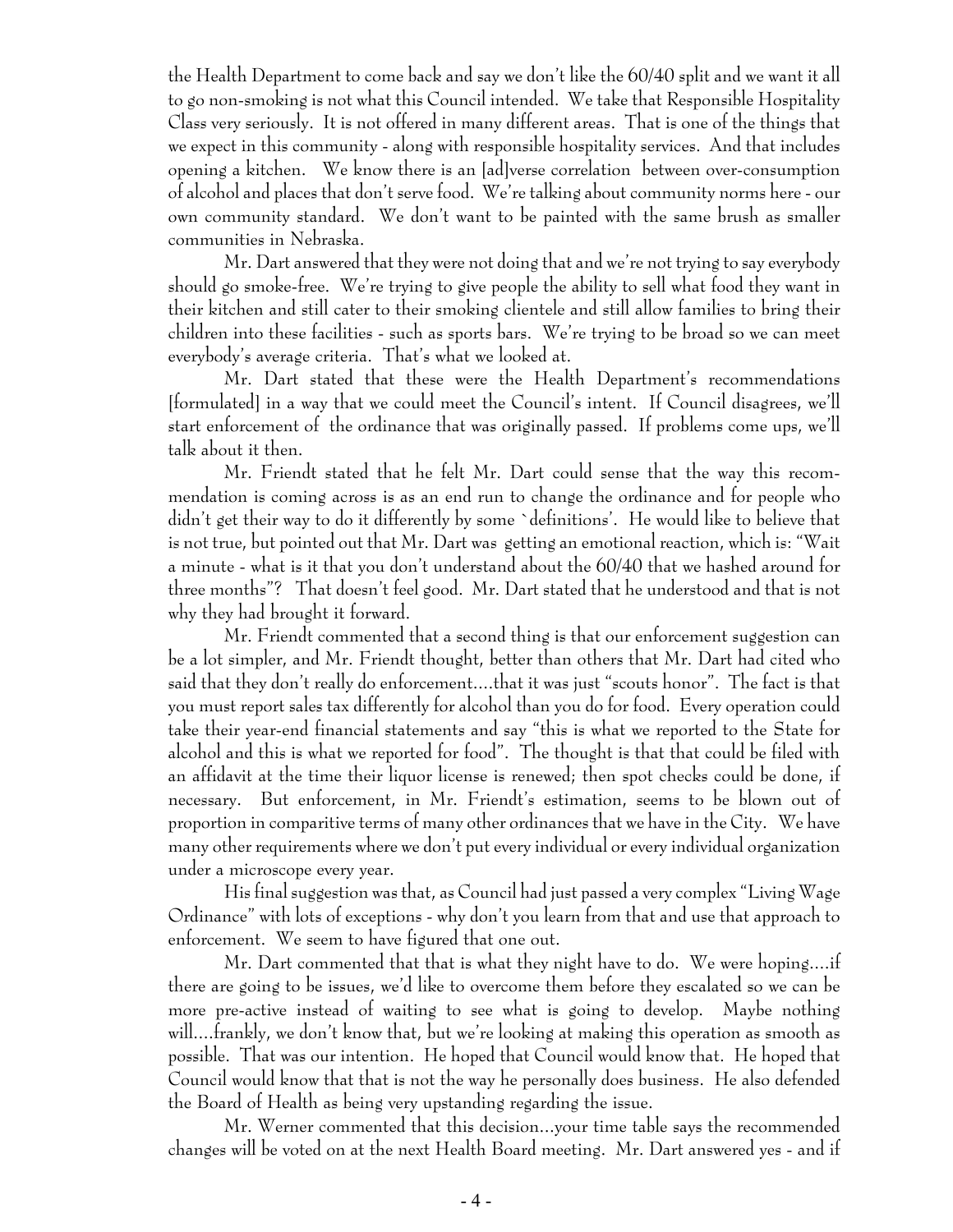the Health Department to come back and say we don't like the 60/40 split and we want it all to go non-smoking is not what this Council intended. We take that Responsible Hospitality Class very seriously. It is not offered in many different areas. That is one of the things that we expect in this community - along with responsible hospitality services. And that includes opening a kitchen. We know there is an [ad]verse correlation between over-consumption of alcohol and places that don't serve food. We're talking about community norms here - our own community standard. We don't want to be painted with the same brush as smaller communities in Nebraska.

Mr. Dart answered that they were not doing that and we're not trying to say everybody should go smoke-free. We're trying to give people the ability to sell what food they want in their kitchen and still cater to their smoking clientele and still allow families to bring their children into these facilities - such as sports bars. We're trying to be broad so we can meet everybody's average criteria. That's what we looked at.

Mr. Dart stated that these were the Health Department's recommendations [formulated] in a way that we could meet the Council's intent. If Council disagrees, we'll start enforcement of the ordinance that was originally passed. If problems come ups, we'll talk about it then.

Mr. Friendt stated that he felt Mr. Dart could sense that the way this recommendation is coming across is as an end run to change the ordinance and for people who didn't get their way to do it differently by some `definitions'. He would like to believe that is not true, but pointed out that Mr. Dart was getting an emotional reaction, which is: "Wait a minute - what is it that you don't understand about the 60/40 that we hashed around for three months"? That doesn't feel good. Mr. Dart stated that he understood and that is not why they had brought it forward.

Mr. Friendt commented that a second thing is that our enforcement suggestion can be a lot simpler, and Mr. Friendt thought, better than others that Mr. Dart had cited who said that they don't really do enforcement....that it was just "scouts honor". The fact is that you must report sales tax differently for alcohol than you do for food. Every operation could take their year-end financial statements and say "this is what we reported to the State for alcohol and this is what we reported for food". The thought is that that could be filed with an affidavit at the time their liquor license is renewed; then spot checks could be done, if necessary. But enforcement, in Mr. Friendt's estimation, seems to be blown out of proportion in comparitive terms of many other ordinances that we have in the City. We have many other requirements where we don't put every individual or every individual organization under a microscope every year.

His final suggestion was that, as Council had just passed a very complex "Living Wage Ordinance" with lots of exceptions - why don't you learn from that and use that approach to enforcement. We seem to have figured that one out.

Mr. Dart commented that that is what they night have to do. We were hoping....if there are going to be issues, we'd like to overcome them before they escalated so we can be more pre-active instead of waiting to see what is going to develop. Maybe nothing will....frankly, we don't know that, but we're looking at making this operation as smooth as possible. That was our intention. He hoped that Council would know that. He hoped that Council would know that that is not the way he personally does business. He also defended the Board of Health as being very upstanding regarding the issue.

Mr. Werner commented that this decision...your time table says the recommended changes will be voted on at the next Health Board meeting. Mr. Dart answered yes - and if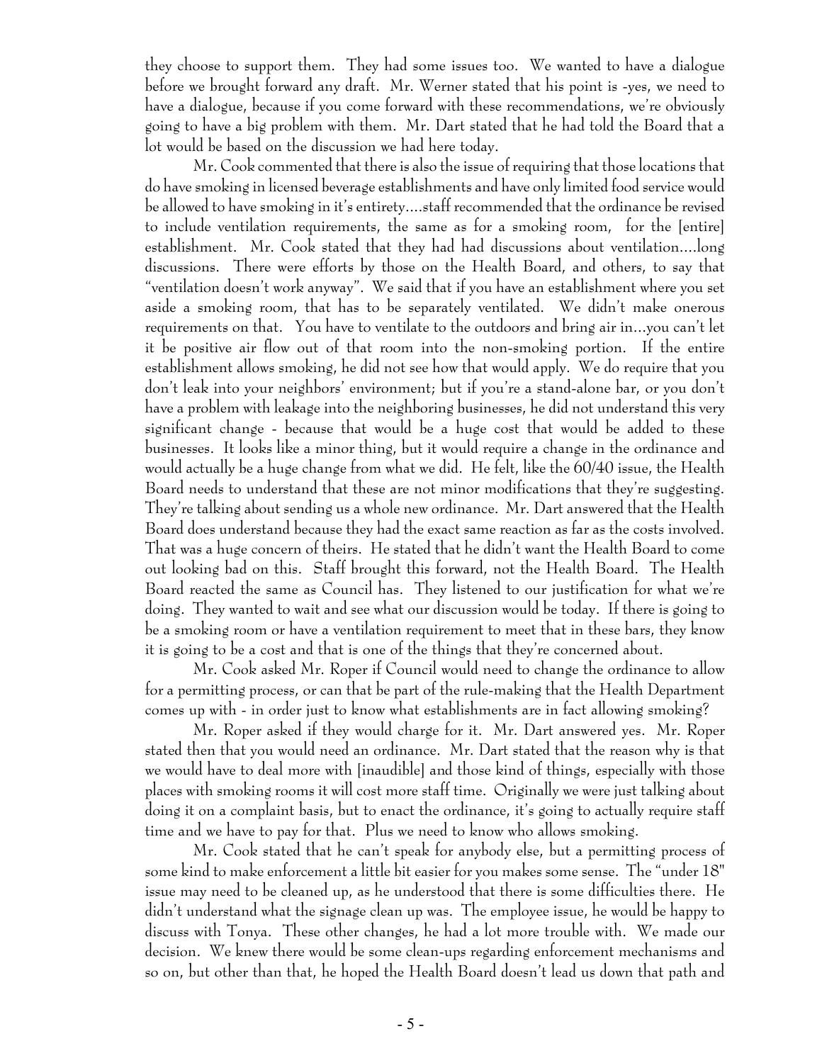they choose to support them. They had some issues too. We wanted to have a dialogue before we brought forward any draft. Mr. Werner stated that his point is -yes, we need to have a dialogue, because if you come forward with these recommendations, we're obviously going to have a big problem with them. Mr. Dart stated that he had told the Board that a lot would be based on the discussion we had here today.

Mr. Cook commented that there is also the issue of requiring that those locations that do have smoking in licensed beverage establishments and have only limited food service would be allowed to have smoking in it's entirety....staff recommended that the ordinance be revised to include ventilation requirements, the same as for a smoking room, for the [entire] establishment. Mr. Cook stated that they had had discussions about ventilation....long discussions. There were efforts by those on the Health Board, and others, to say that "ventilation doesn't work anyway". We said that if you have an establishment where you set aside a smoking room, that has to be separately ventilated. We didn't make onerous requirements on that. You have to ventilate to the outdoors and bring air in...you can't let it be positive air flow out of that room into the non-smoking portion. If the entire establishment allows smoking, he did not see how that would apply. We do require that you don't leak into your neighbors' environment; but if you're a stand-alone bar, or you don't have a problem with leakage into the neighboring businesses, he did not understand this very significant change - because that would be a huge cost that would be added to these businesses. It looks like a minor thing, but it would require a change in the ordinance and would actually be a huge change from what we did. He felt, like the 60/40 issue, the Health Board needs to understand that these are not minor modifications that they're suggesting. They're talking about sending us a whole new ordinance. Mr. Dart answered that the Health Board does understand because they had the exact same reaction as far as the costs involved. That was a huge concern of theirs. He stated that he didn't want the Health Board to come out looking bad on this. Staff brought this forward, not the Health Board. The Health Board reacted the same as Council has. They listened to our justification for what we're doing. They wanted to wait and see what our discussion would be today. If there is going to be a smoking room or have a ventilation requirement to meet that in these bars, they know it is going to be a cost and that is one of the things that they're concerned about.

Mr. Cook asked Mr. Roper if Council would need to change the ordinance to allow for a permitting process, or can that be part of the rule-making that the Health Department comes up with - in order just to know what establishments are in fact allowing smoking?

Mr. Roper asked if they would charge for it. Mr. Dart answered yes. Mr. Roper stated then that you would need an ordinance. Mr. Dart stated that the reason why is that we would have to deal more with [inaudible] and those kind of things, especially with those places with smoking rooms it will cost more staff time. Originally we were just talking about doing it on a complaint basis, but to enact the ordinance, it's going to actually require staff time and we have to pay for that. Plus we need to know who allows smoking.

Mr. Cook stated that he can't speak for anybody else, but a permitting process of some kind to make enforcement a little bit easier for you makes some sense. The "under 18" issue may need to be cleaned up, as he understood that there is some difficulties there. He didn't understand what the signage clean up was. The employee issue, he would be happy to discuss with Tonya. These other changes, he had a lot more trouble with. We made our decision. We knew there would be some clean-ups regarding enforcement mechanisms and so on, but other than that, he hoped the Health Board doesn't lead us down that path and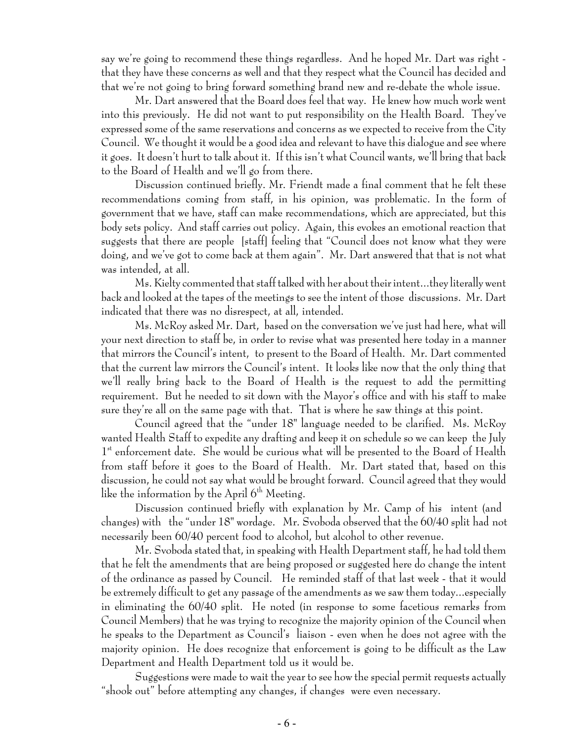say we're going to recommend these things regardless. And he hoped Mr. Dart was right - that they have these concerns as well and that they respect what the Council has decided and that we're not going to bring forward something brand new and re-debate the whole issue.

Mr. Dart answered that the Board does feel that way. He knew how much work went into this previously. He did not want to put responsibility on the Health Board. They've expressed some of the same reservations and concerns as we expected to receive from the City Council. We thought it would be a good idea and relevant to have this dialogue and see where it goes. It doesn't hurt to talk about it. If this isn't what Council wants, we'll bring that back to the Board of Health and we'll go from there.

Discussion continued briefly. Mr. Friendt made a final comment that he felt these recommendations coming from staff, in his opinion, was problematic. In the form of government that we have, staff can make recommendations, which are appreciated, but this body sets policy. And staff carries out policy. Again, this evokes an emotional reaction that suggests that there are people [staff] feeling that "Council does not know what they were doing, and we've got to come back at them again". Mr. Dart answered that that is not what was intended, at all.

Ms. Kielty commented that staff talked with her about their intent...they literally went back and looked at the tapes of the meetings to see the intent of those discussions. Mr. Dart indicated that there was no disrespect, at all, intended.

Ms. McRoy asked Mr. Dart, based on the conversation we've just had here, what will your next direction to staff be, in order to revise what was presented here today in a manner that mirrors the Council's intent, to present to the Board of Health. Mr. Dart commented that the current law mirrors the Council's intent. It looks like now that the only thing that we'll really bring back to the Board of Health is the request to add the permitting requirement. But he needed to sit down with the Mayor's office and with his staff to make sure they're all on the same page with that. That is where he saw things at this point.

Council agreed that the "under 18" language needed to be clarified. Ms. McRoy wanted Health Staff to expedite any drafting and keep it on schedule so we can keep the July 1st enforcement date. She would be curious what will be presented to the Board of Health from staff before it goes to the Board of Health. Mr. Dart stated that, based on this discussion, he could not say what would be brought forward. Council agreed that they would like the information by the April 6th Meeting.

Discussion continued briefly with explanation by Mr. Camp of his intent (and changes) with the "under 18" wordage. Mr. Svoboda observed that the 60/40 split had not necessarily been 60/40 percent food to alcohol, but alcohol to other revenue.

Mr. Svoboda stated that, in speaking with Health Department staff, he had told them that he felt the amendments that are being proposed or suggested here do change the intent of the ordinance as passed by Council. He reminded staff of that last week - that it would be extremely difficult to get any passage of the amendments as we saw them today...especially in eliminating the 60/40 split. He noted (in response to some facetious remarks from Council Members) that he was trying to recognize the majority opinion of the Council when he speaks to the Department as Council's liaison - even when he does not agree with the majority opinion. He does recognize that enforcement is going to be difficult as the Law Department and Health Department told us it would be.

Suggestions were made to wait the year to see how the special permit requests actually "shook out" before attempting any changes, if changes were even necessary.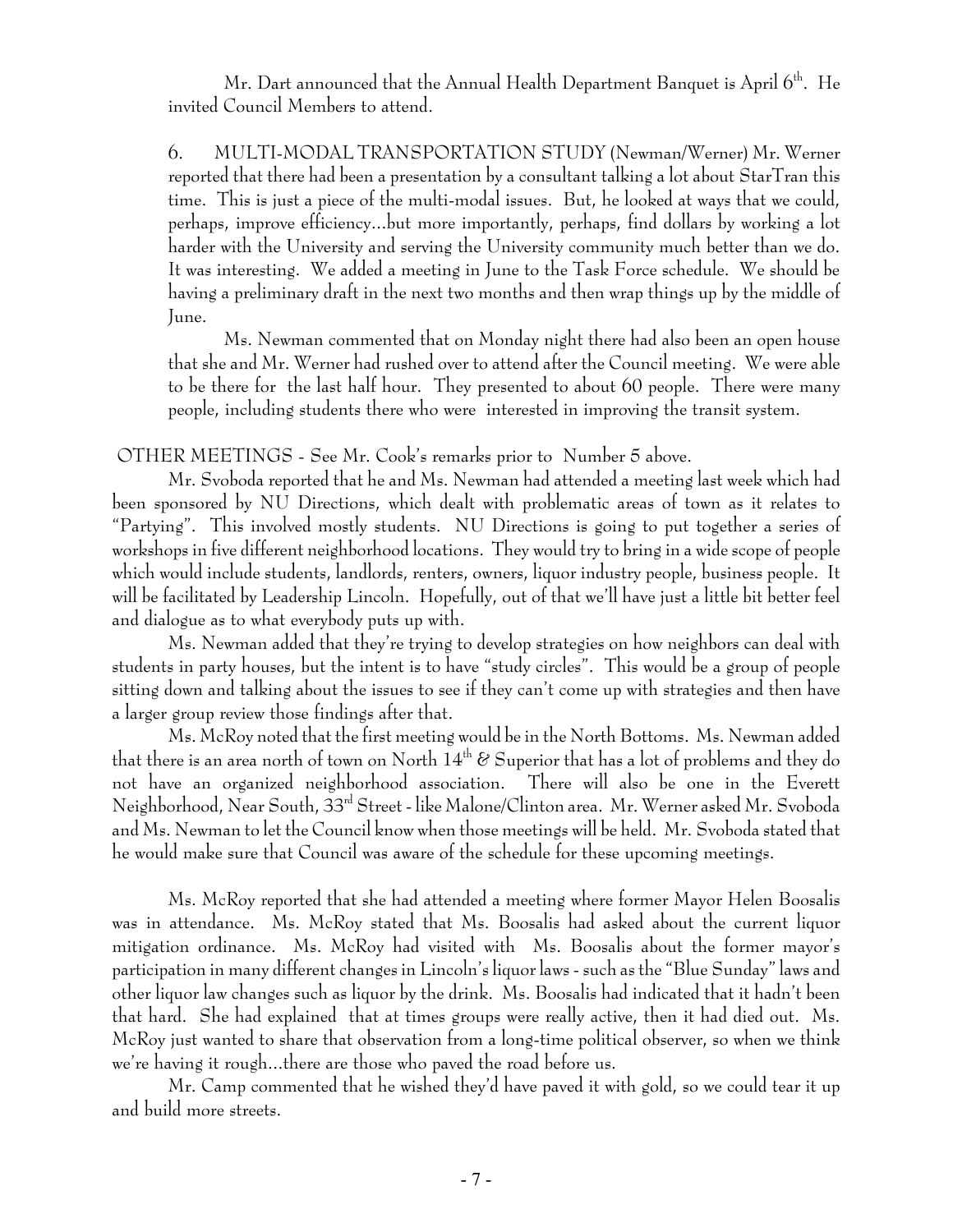Mr. Dart announced that the Annual Health Department Banquet is April 6th. He invited Council Members to attend.

6. MULTI-MODAL TRANSPORTATION STUDY (Newman/Werner) Mr. Werner reported that there had been a presentation by a consultant talking a lot about StarTran this time. This is just a piece of the multi-modal issues. But, he looked at ways that we could, perhaps, improve efficiency...but more importantly, perhaps, find dollars by working a lot harder with the University and serving the University community much better than we do. It was interesting. We added a meeting in June to the Task Force schedule. We should be having a preliminary draft in the next two months and then wrap things up by the middle of June.

Ms. Newman commented that on Monday night there had also been an open house that she and Mr. Werner had rushed over to attend after the Council meeting. We were able to be there for the last half hour. They presented to about 60 people. There were many people, including students there who were interested in improving the transit system.

OTHER MEETINGS - See Mr. Cook's remarks prior to Number 5 above.

Mr. Svoboda reported that he and Ms. Newman had attended a meeting last week which had been sponsored by NU Directions, which dealt with problematic areas of town as it relates to "Partying". This involved mostly students. NU Directions is going to put together a series of workshops in five different neighborhood locations. They would try to bring in a wide scope of people which would include students, landlords, renters, owners, liquor industry people, business people. It will be facilitated by Leadership Lincoln. Hopefully, out of that we'll have just a little bit better feel and dialogue as to what everybody puts up with.

Ms. Newman added that they're trying to develop strategies on how neighbors can deal with students in party houses, but the intent is to have "study circles". This would be a group of people sitting down and talking about the issues to see if they can't come up with strategies and then have a larger group review those findings after that.

Ms. McRoy noted that the first meeting would be in the North Bottoms. Ms. Newman added that there is an area north of town on North 14th & Superior that has a lot of problems and they do not have an organized neighborhood association. There will also be one in the Everett Neighborhood, Near South, 33rd Street - like Malone/Clinton area. Mr. Werner asked Mr. Svoboda and Ms. Newman to let the Council know when those meetings will be held. Mr. Svoboda stated that he would make sure that Council was aware of the schedule for these upcoming meetings.

Ms. McRoy reported that she had attended a meeting where former Mayor Helen Boosalis was in attendance. Ms. McRoy stated that Ms. Boosalis had asked about the current liquor mitigation ordinance. Ms. McRoy had visited with Ms. Boosalis about the former mayor's participation in many different changes in Lincoln's liquor laws - such as the "Blue Sunday" laws and other liquor law changes such as liquor by the drink. Ms. Boosalis had indicated that it hadn't been that hard. She had explained that at times groups were really active, then it had died out. Ms. McRoy just wanted to share that observation from a long-time political observer, so when we think we're having it rough...there are those who paved the road before us.

Mr. Camp commented that he wished they'd have paved it with gold, so we could tear it up and build more streets.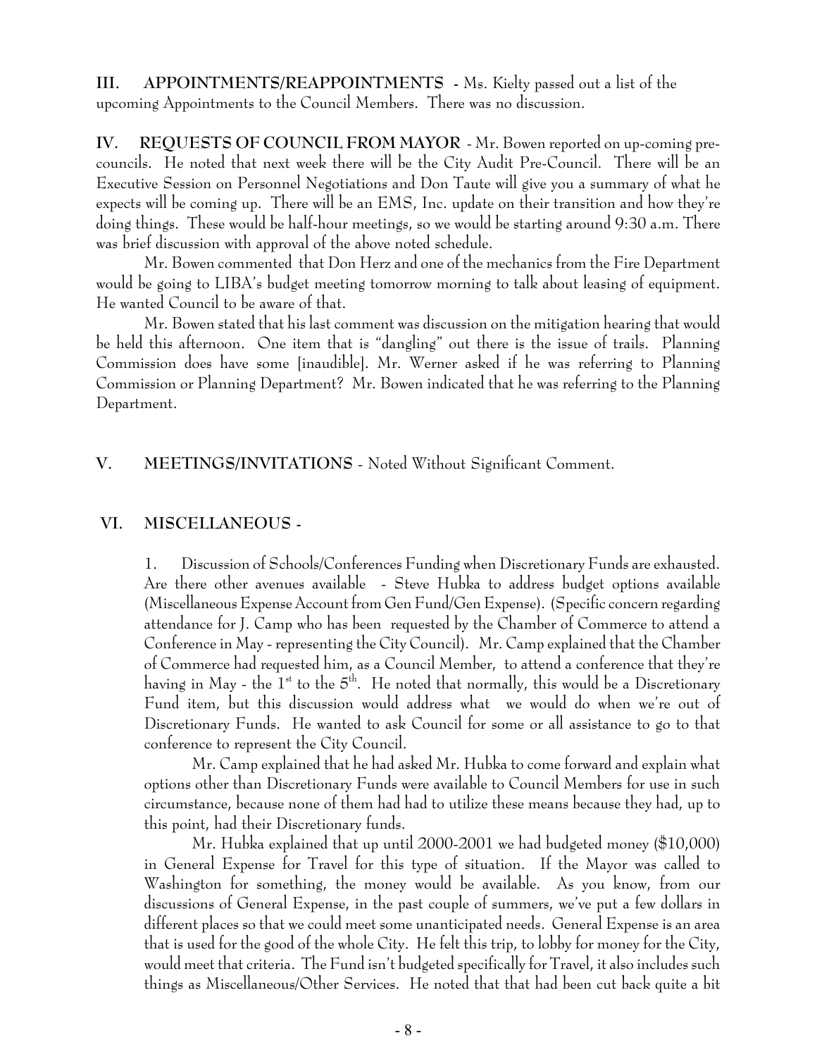**III. APPOINTMENTS/REAPPOINTMENTS** - Ms. Kielty passed out a list of the upcoming Appointments to the Council Members. There was no discussion.

**IV. REQUESTS OF COUNCIL FROM MAYOR** - Mr. Bowen reported on up-coming pre-councils. He noted that next week there will be the City Audit Pre-Council. There will be an Executive Session on Personnel Negotiations and Don Taute will give you a summary of what he expects will be coming up. There will be an EMS, Inc. update on their transition and how they're doing things. These would be half-hour meetings, so we would be starting around 9:30 a.m. There was brief discussion with approval of the above noted schedule.

Mr. Bowen commented that Don Herz and one of the mechanics from the Fire Department would be going to LIBA's budget meeting tomorrow morning to talk about leasing of equipment. He wanted Council to be aware of that.

Mr. Bowen stated that his last comment was discussion on the mitigation hearing that would be held this afternoon. One item that is "dangling" out there is the issue of trails. Planning Commission does have some [inaudible]. Mr. Werner asked if he was referring to Planning Commission or Planning Department? Mr. Bowen indicated that he was referring to the Planning Department.

**V. MEETINGS/INVITATIONS** - Noted Without Significant Comment.

**VI. MISCELLANEOUS** -

1. Discussion of Schools/Conferences Funding when Discretionary Funds are exhausted. Are there other avenues available - Steve Hubka to address budget options available (Miscellaneous Expense Account from Gen Fund/Gen Expense). (Specific concern regarding attendance for J. Camp who has been requested by the Chamber of Commerce to attend a Conference in May - representing the City Council). Mr. Camp explained that the Chamber of Commerce had requested him, as a Council Member, to attend a conference that they're having in May - the 1st to the 5th. He noted that normally, this would be a Discretionary Fund item, but this discussion would address what we would do when we're out of Discretionary Funds. He wanted to ask Council for some or all assistance to go to that conference to represent the City Council.

   Mr. Camp explained that he had asked Mr. Hubka to come forward and explain what options other than Discretionary Funds were available to Council Members for use in such circumstance, because none of them had had to utilize these means because they had, up to this point, had their Discretionary funds.

   Mr. Hubka explained that up until 2000-2001 we had budgeted money ($10,000) in General Expense for Travel for this type of situation. If the Mayor was called to Washington for something, the money would be available. As you know, from our discussions of General Expense, in the past couple of summers, we've put a few dollars in different places so that we could meet some unanticipated needs. General Expense is an area that is used for the good of the whole City. He felt this trip, to lobby for money for the City, would meet that criteria. The Fund isn't budgeted specifically for Travel, it also includes such things as Miscellaneous/Other Services. He noted that that had been cut back quite a bit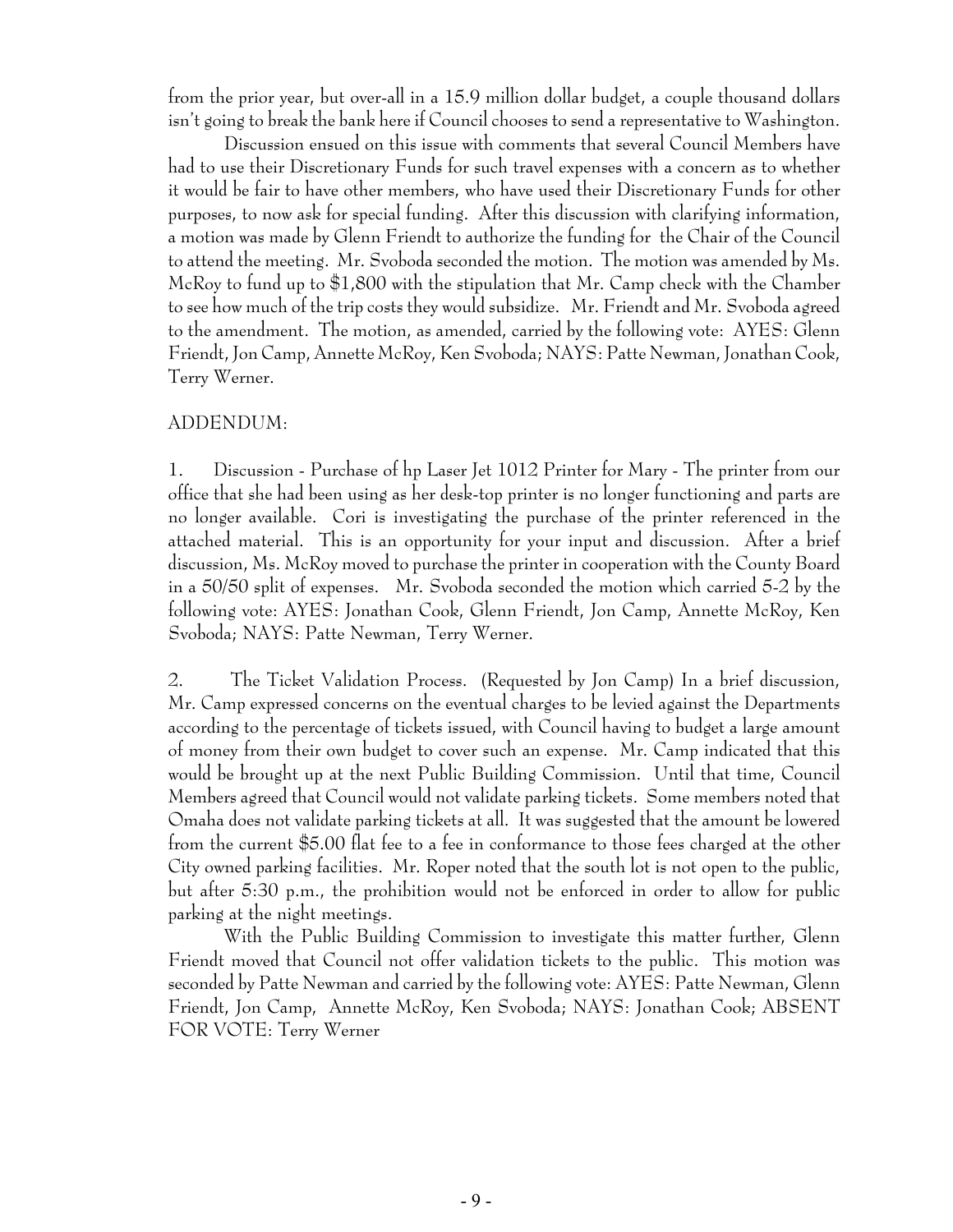from the prior year, but over-all in a 15.9 million dollar budget, a couple thousand dollars isn't going to break the bank here if Council chooses to send a representative to Washington.

Discussion ensued on this issue with comments that several Council Members have had to use their Discretionary Funds for such travel expenses with a concern as to whether it would be fair to have other members, who have used their Discretionary Funds for other purposes, to now ask for special funding. After this discussion with clarifying information, a motion was made by Glenn Friendt to authorize the funding for the Chair of the Council to attend the meeting. Mr. Svoboda seconded the motion. The motion was amended by Ms. McRoy to fund up to $1,800 with the stipulation that Mr. Camp check with the Chamber to see how much of the trip costs they would subsidize. Mr. Friendt and Mr. Svoboda agreed to the amendment. The motion, as amended, carried by the following vote: AYES: Glenn Friendt, Jon Camp, Annette McRoy, Ken Svoboda; NAYS: Patte Newman, Jonathan Cook, Terry Werner.

ADDENDUM:

1. Discussion - Purchase of hp Laser Jet 1012 Printer for Mary - The printer from our office that she had been using as her desk-top printer is no longer functioning and parts are no longer available. Cori is investigating the purchase of the printer referenced in the attached material. This is an opportunity for your input and discussion. After a brief discussion, Ms. McRoy moved to purchase the printer in cooperation with the County Board in a 50/50 split of expenses. Mr. Svoboda seconded the motion which carried 5-2 by the following vote: AYES: Jonathan Cook, Glenn Friendt, Jon Camp, Annette McRoy, Ken Svoboda; NAYS: Patte Newman, Terry Werner.

2. The Ticket Validation Process. (Requested by Jon Camp) In a brief discussion, Mr. Camp expressed concerns on the eventual charges to be levied against the Departments according to the percentage of tickets issued, with Council having to budget a large amount of money from their own budget to cover such an expense. Mr. Camp indicated that this would be brought up at the next Public Building Commission. Until that time, Council Members agreed that Council would not validate parking tickets. Some members noted that Omaha does not validate parking tickets at all. It was suggested that the amount be lowered from the current $5.00 flat fee to a fee in conformance to those fees charged at the other City owned parking facilities. Mr. Roper noted that the south lot is not open to the public, but after 5:30 p.m., the prohibition would not be enforced in order to allow for public parking at the night meetings.

With the Public Building Commission to investigate this matter further, Glenn Friendt moved that Council not offer validation tickets to the public. This motion was seconded by Patte Newman and carried by the following vote: AYES: Patte Newman, Glenn Friendt, Jon Camp, Annette McRoy, Ken Svoboda; NAYS: Jonathan Cook; ABSENT FOR VOTE: Terry Werner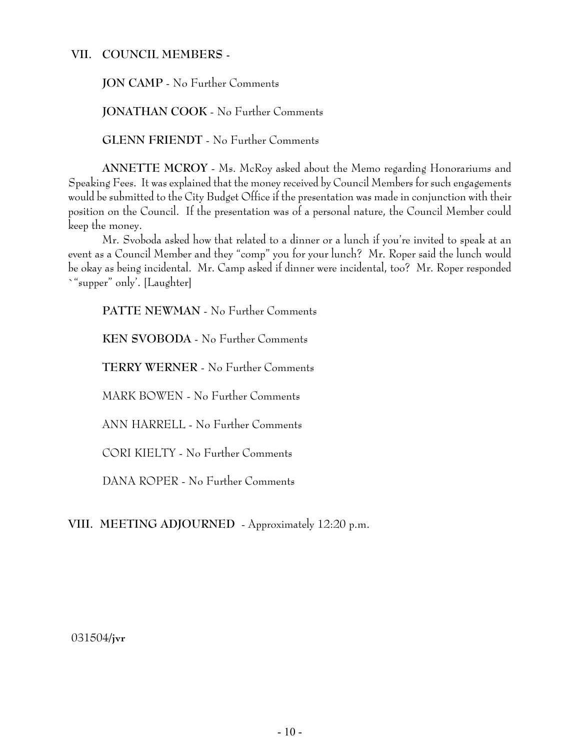## VII. COUNCIL MEMBERS -

**JON CAMP** - No Further Comments

**JONATHAN COOK** - No Further Comments

**GLENN FRIENDT** - No Further Comments

**ANNETTE MCROY** - Ms. McRoy asked about the Memo regarding Honorariums and Speaking Fees. It was explained that the money received by Council Members for such engagements would be submitted to the City Budget Office if the presentation was made in conjunction with their position on the Council. If the presentation was of a personal nature, the Council Member could keep the money.

Mr. Svoboda asked how that related to a dinner or a lunch if you're invited to speak at an event as a Council Member and they "comp" you for your lunch? Mr. Roper said the lunch would be okay as being incidental. Mr. Camp asked if dinner were incidental, too? Mr. Roper responded `"supper" only'. [Laughter]

**PATTE NEWMAN** - No Further Comments

**KEN SVOBODA** - No Further Comments

**TERRY WERNER** - No Further Comments

MARK BOWEN - No Further Comments

ANN HARRELL - No Further Comments

CORI KIELTY - No Further Comments

DANA ROPER - No Further Comments

## VIII. MEETING ADJOURNED - Approximately 12:20 p.m.

031504/**jvr**